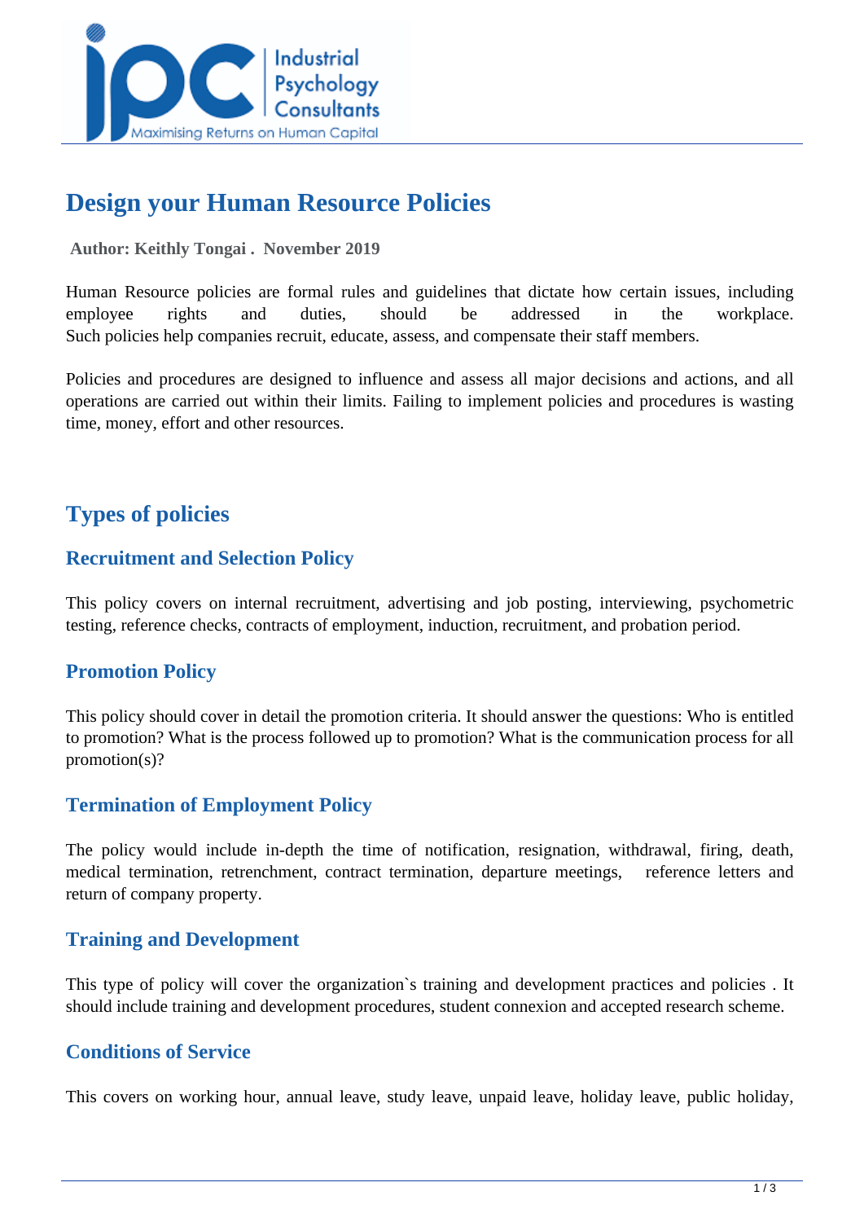# Design your Human Resource Policies

**Author: Keithly Tongai . November 2019**

Human Resource policies are formal rules and guidelines that dictate how certain issues, including employee rights and duties, should be addressed in the workplace. Such policies help companies recruit, educate, assess, and compensate their staff members.

Policies and procedures are designed to influence and assess all major decisions and actions, and all operations are carried out within their limits. Failing to implement policies and procedures is wasting time, money, effort and other resources.

## Types of policies

### Recruitment and Selection Policy

This policy covers on internal recruitment, advertising and job posting, interviewing, psychometric testing, reference checks, contracts of employment, induction, recruitment, and probation period.

### Promotion Policy

This policy should cover in detail the promotion criteria. It should answer the questions: Who is entitled to promotion? What is the process followed up to promotion? What is the communication process for all promotion(s)?

### Termination of Employment Policy

The policy would include in-depth the time of notification, resignation, withdrawal, firing, death, medical termination, retrenchment, contract termination, departure meetings, reference letters and return of company property.

### Training and Development

This type of policy will cover the organization`s training and development practices and policies . It should include training and development procedures, student connexion and accepted research scheme.

### Conditions of Service

This covers on working hour, annual leave, study leave, unpaid leave, holiday leave, public holiday,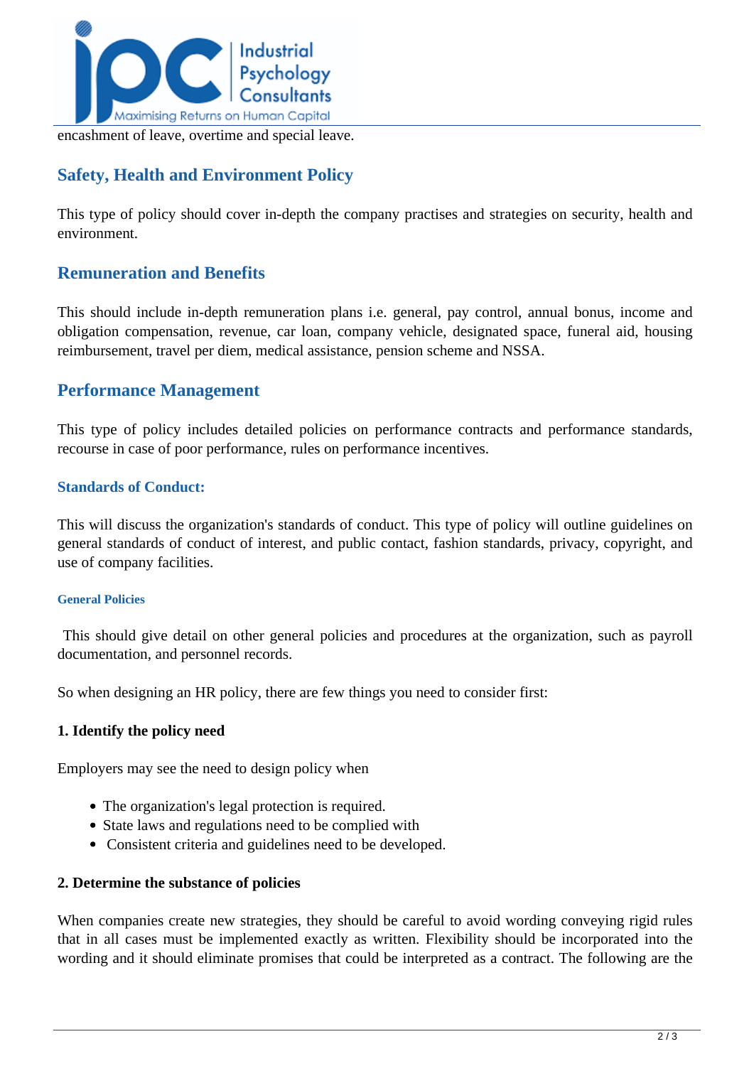encashment of leave, overtime and special leave.

## Safety, Health and Environment Policy

This type of policy should cover in-depth the company practises and strategies on security, health and environment.

## Remuneration and Benefits

This should include in-depth remuneration plans i.e. general, pay control, annual bonus, income and obligation compensation, revenue, car loan, company vehicle, designated space, funeral aid, housing reimbursement, travel per diem, medical assistance, pension scheme and NSSA.

## Performance Management

This type of policy includes detailed policies on performance contracts and performance standards, recourse in case of poor performance, rules on performance incentives.

### Standards of Conduct:

This will discuss the organization's standards of conduct. This type of policy will outline guidelines on general standards of conduct of interest, and public contact, fashion standards, privacy, copyright, and use of company facilities.

#### General Policies

This should give detail on other general policies and procedures at the organization, such as payroll documentation, and personnel records.

So when designing an HR policy, there are few things you need to consider first:

**1. Identify the policy need**

Employers may see the need to design policy when

- The organization's legal protection is required.
- State laws and regulations need to be complied with
- Consistent criteria and guidelines need to be developed.

**2. Determine the substance of policies**

When companies create new strategies, they should be careful to avoid wording conveying rigid rules that in all cases must be implemented exactly as written. Flexibility should be incorporated into the wording and it should eliminate promises that could be interpreted as a contract. The following are the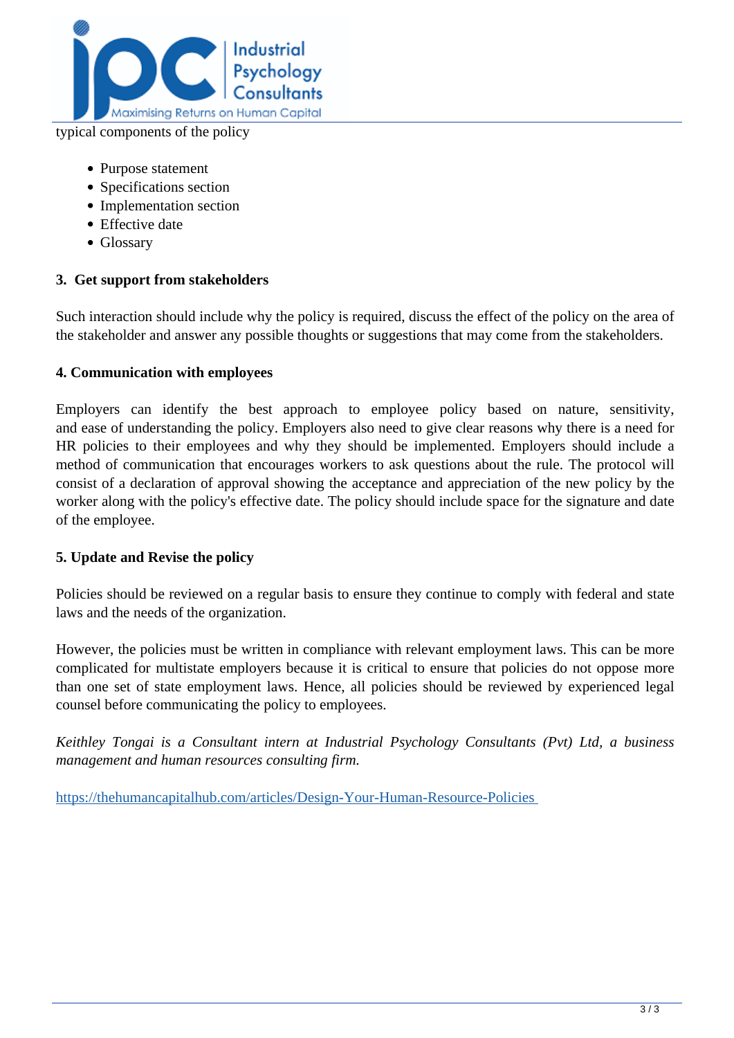typical components of the policy

- Purpose statement
- Specifications section
- Implementation section
- Effective date
- Glossary

**3. Get support from stakeholders**

Such interaction should include why the policy is required, discuss the effect of the policy on the area of the stakeholder and answer any possible thoughts or suggestions that may come from the stakeholders.

**4. Communication with employees**

Employers can identify the best approach to employee policy based on nature, sensitivity, and ease of understanding the policy. Employers also need to give clear reasons why there is a need for HR policies to their employees and why they should be implemented. Employers should include a method of communication that encourages workers to ask questions about the rule. The protocol will consist of a declaration of approval showing the acceptance and appreciation of the new policy by the worker along with the policy's effective date. The policy should include space for the signature and date of the employee.

**5. Update and Revise the policy**

Policies should be reviewed on a regular basis to ensure they continue to comply with federal and state laws and the needs of the organization.

However, the policies must be written in compliance with relevant employment laws. This can be more complicated for multistate employers because it is critical to ensure that policies do not oppose more than one set of state employment laws. Hence, all policies should be reviewed by experienced legal counsel before communicating the policy to employees.

*Keithley Tongai is a Consultant intern at Industrial Psychology Consultants (Pvt) Ltd, a business management and human resources consulting firm.*

https://thehumancapitalhub.com/articles/Design-Your-Human-Resource-Policies